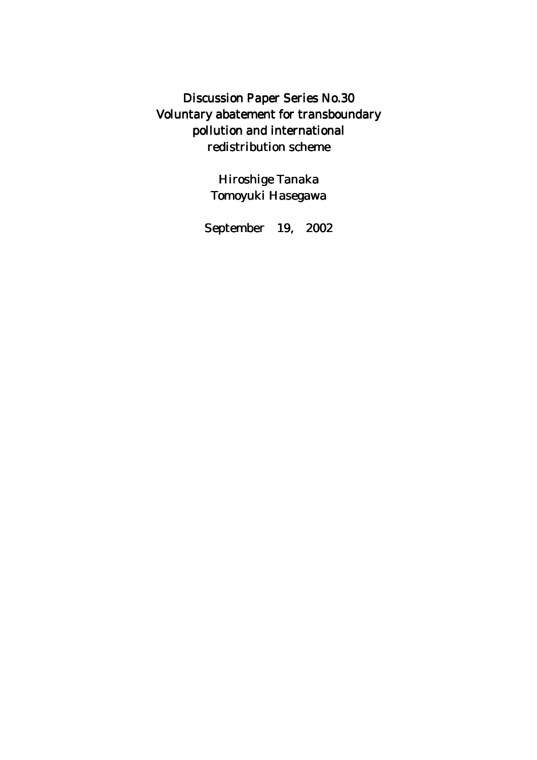# Discussion Paper Series No.30
# Voluntary abatement for transboundary pollution and international redistribution scheme

Hiroshige Tanaka

Tomoyuki Hasegawa

September 19, 2002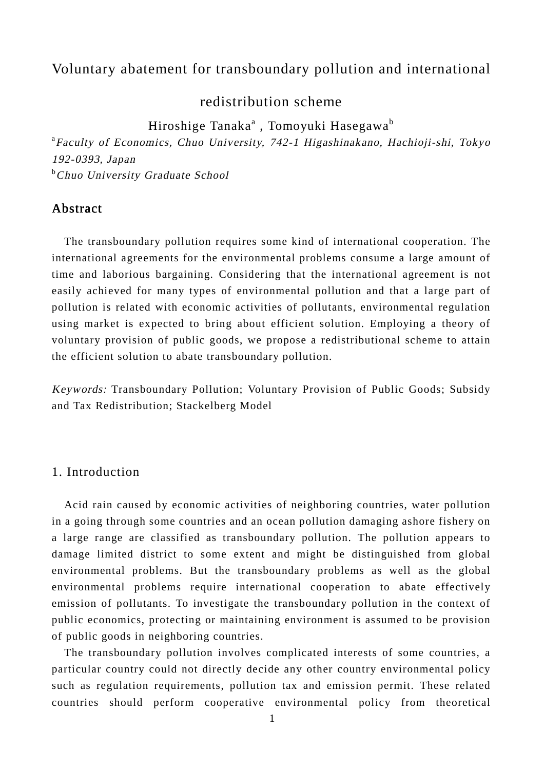# Voluntary abatement for transboundary pollution and international redistribution scheme

Hiroshige Tanaka[a] , Tomoyuki Hasegawa[b]

[a]*Faculty of Economics, Chuo University, 742-1 Higashinakano, Hachioji-shi, Tokyo 192-0393, Japan*

[b]*Chuo University Graduate School*

## Abstract

The transboundary pollution requires some kind of international cooperation. The international agreements for the environmental problems consume a large amount of time and laborious bargaining. Considering that the international agreement is not easily achieved for many types of environmental pollution and that a large part of pollution is related with economic activities of pollutants, environmental regulation using market is expected to bring about efficient solution. Employing a theory of voluntary provision of public goods, we propose a redistributional scheme to attain the efficient solution to abate transboundary pollution.

*Keywords:* Transboundary Pollution; Voluntary Provision of Public Goods; Subsidy and Tax Redistribution; Stackelberg Model

## 1. Introduction

Acid rain caused by economic activities of neighboring countries, water pollution in a going through some countries and an ocean pollution damaging ashore fishery on a large range are classified as transboundary pollution. The pollution appears to damage limited district to some extent and might be distinguished from global environmental problems. But the transboundary problems as well as the global environmental problems require international cooperation to abate effectively emission of pollutants. To investigate the transboundary pollution in the context of public economics, protecting or maintaining environment is assumed to be provision of public goods in neighboring countries.

The transboundary pollution involves complicated interests of some countries, a particular country could not directly decide any other country environmental policy such as regulation requirements, pollution tax and emission permit. These related countries should perform cooperative environmental policy from theoretical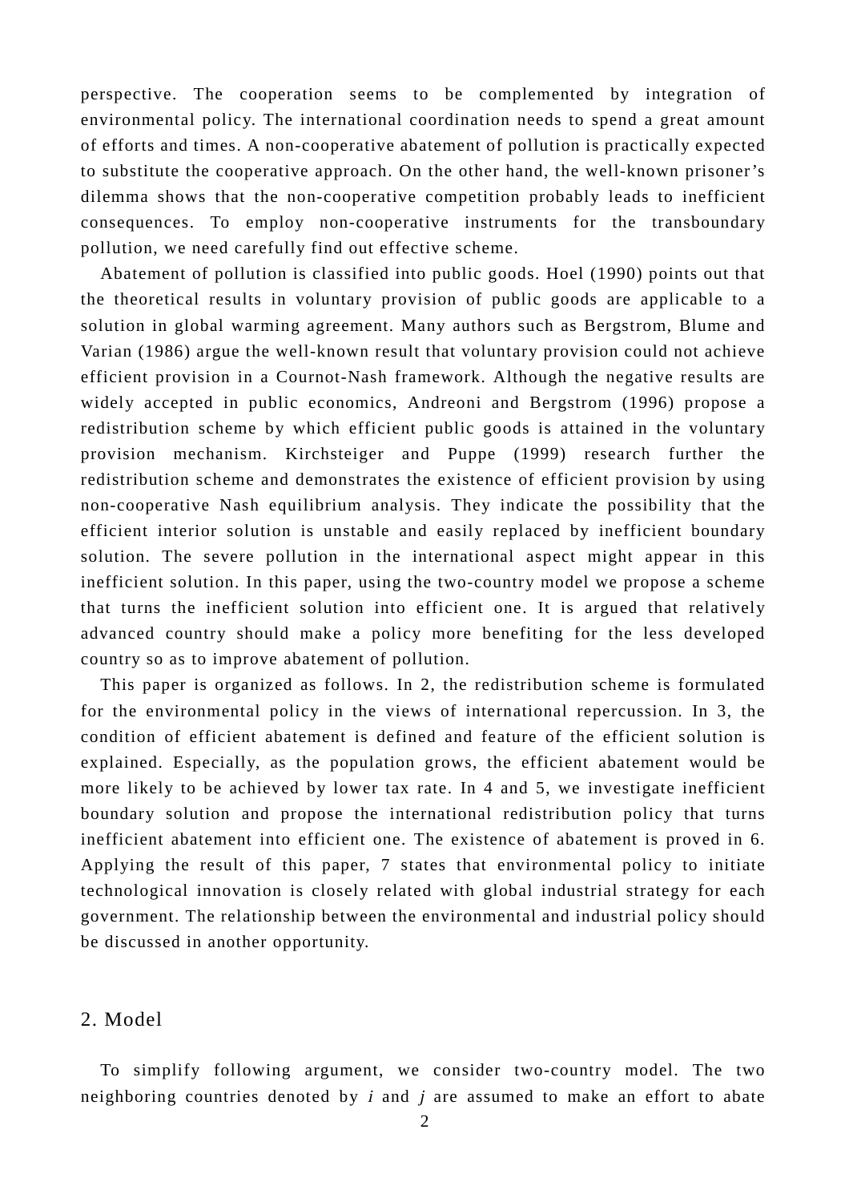perspective. The cooperation seems to be complemented by integration of environmental policy. The international coordination needs to spend a great amount of efforts and times. A non-cooperative abatement of pollution is practically expected to substitute the cooperative approach. On the other hand, the well-known prisoner's dilemma shows that the non-cooperative competition probably leads to inefficient consequences. To employ non-cooperative instruments for the transboundary pollution, we need carefully find out effective scheme.

Abatement of pollution is classified into public goods. Hoel (1990) points out that the theoretical results in voluntary provision of public goods are applicable to a solution in global warming agreement. Many authors such as Bergstrom, Blume and Varian (1986) argue the well-known result that voluntary provision could not achieve efficient provision in a Cournot-Nash framework. Although the negative results are widely accepted in public economics, Andreoni and Bergstrom (1996) propose a redistribution scheme by which efficient public goods is attained in the voluntary provision mechanism. Kirchsteiger and Puppe (1999) research further the redistribution scheme and demonstrates the existence of efficient provision by using non-cooperative Nash equilibrium analysis. They indicate the possibility that the efficient interior solution is unstable and easily replaced by inefficient boundary solution. The severe pollution in the international aspect might appear in this inefficient solution. In this paper, using the two-country model we propose a scheme that turns the inefficient solution into efficient one. It is argued that relatively advanced country should make a policy more benefiting for the less developed country so as to improve abatement of pollution.

This paper is organized as follows. In 2, the redistribution scheme is formulated for the environmental policy in the views of international repercussion. In 3, the condition of efficient abatement is defined and feature of the efficient solution is explained. Especially, as the population grows, the efficient abatement would be more likely to be achieved by lower tax rate. In 4 and 5, we investigate inefficient boundary solution and propose the international redistribution policy that turns inefficient abatement into efficient one. The existence of abatement is proved in 6. Applying the result of this paper, 7 states that environmental policy to initiate technological innovation is closely related with global industrial strategy for each government. The relationship between the environmental and industrial policy should be discussed in another opportunity.

## 2. Model

To simplify following argument, we consider two-country model. The two neighboring countries denoted by $i$ and $j$ are assumed to make an effort to abate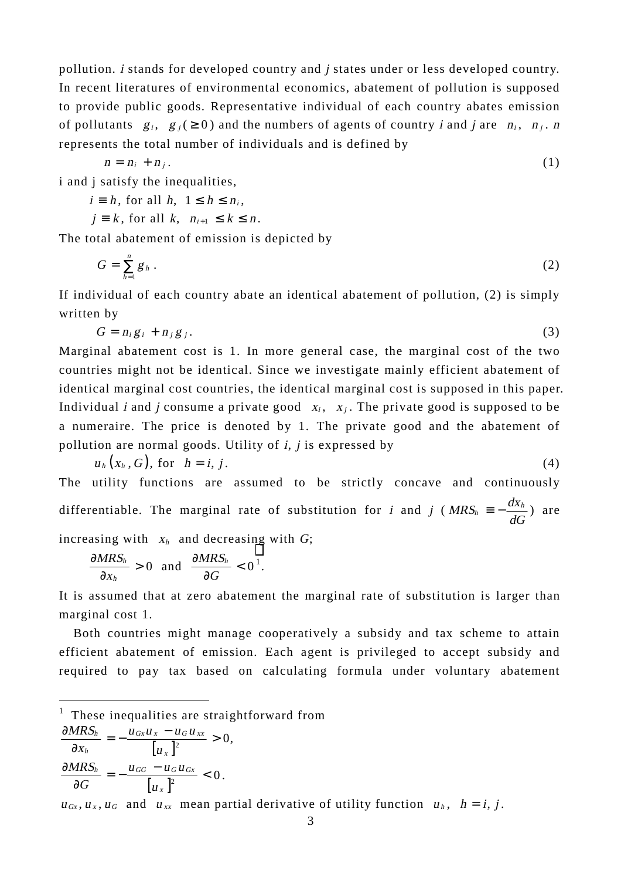pollution. *i* stands for developed country and *j* states under or less developed country. In recent literatures of environmental economics, abatement of pollution is supposed to provide public goods. Representative individual of each country abates emission of pollutants $g_i$, $g_j (\geq 0)$ and the numbers of agents of country *i* and *j* are $n_i$, $n_j$. *n* represents the total number of individuals and is defined by

$$n = n_i + n_j . \tag{1}$$

i and j satisfy the inequalities,

$i \equiv h$, for all $h$, $1 \leq h \leq n_i$,

$j \equiv k$, for all $k$, $n_{i+1} \leq k \leq n$.

The total abatement of emission is depicted by

$$G = \sum_{h=1}^{n} g_h . \tag{2}$$

If individual of each country abate an identical abatement of pollution, (2) is simply written by

$$G = n_i g_i + n_j g_j . \tag{3}$$

Marginal abatement cost is 1. In more general case, the marginal cost of the two countries might not be identical. Since we investigate mainly efficient abatement of identical marginal cost countries, the identical marginal cost is supposed in this paper. Individual *i* and *j* consume a private good $x_i$, $x_j$. The private good is supposed to be a numeraire. The price is denoted by 1. The private good and the abatement of pollution are normal goods. Utility of *i*, *j* is expressed by

$$u_h(x_h, G), \text{ for } h = i, j . \tag{4}$$

The utility functions are assumed to be strictly concave and continuously differentiable. The marginal rate of substitution for *i* and *j* ($MRS_h \equiv -\frac{dx_h}{dG}$) are increasing with $x_h$ and decreasing with *G*;

$$\frac{\partial MRS_h}{\partial x_h} > 0 \text{ and } \frac{\partial MRS_h}{\partial G} < 0 \text{[1]}.$$

It is assumed that at zero abatement the marginal rate of substitution is larger than marginal cost 1.

Both countries might manage cooperatively a subsidy and tax scheme to attain efficient abatement of emission. Each agent is privileged to accept subsidy and required to pay tax based on calculating formula under voluntary abatement

---

[1] These inequalities are straightforward from

$$\frac{\partial MRS_h}{\partial x_h} = -\frac{u_{Gx}u_x - u_G u_{xx}}{[u_x]^2} > 0,$$

$$\frac{\partial MRS_h}{\partial G} = -\frac{u_{GG} - u_G u_{Gx}}{[u_x]^2} < 0 .$$

$u_{Gx}, u_x, u_G$ and $u_{xx}$ mean partial derivative of utility function $u_h$, $h = i, j$.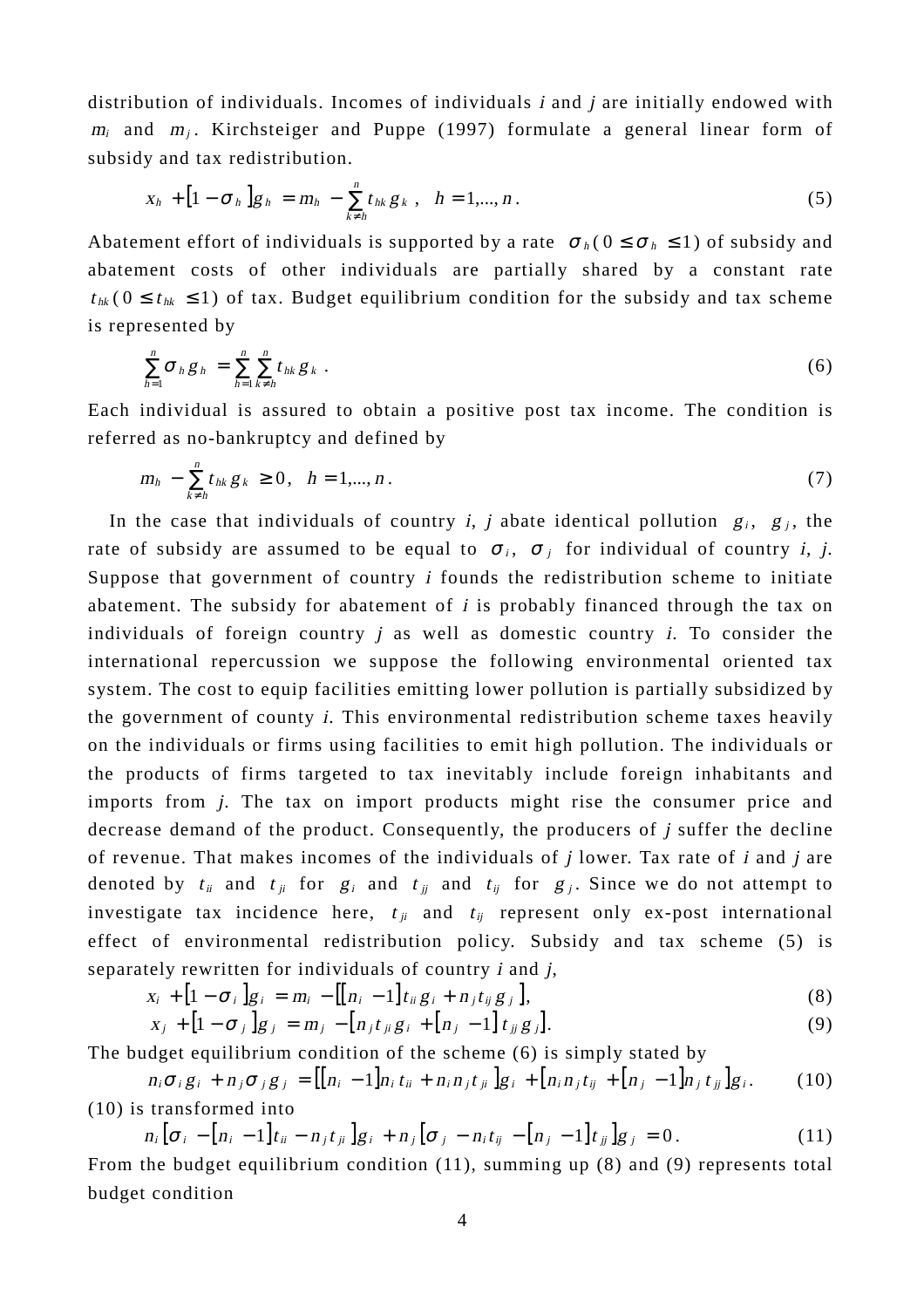distribution of individuals. Incomes of individuals *i* and *j* are initially endowed with $m_i$ and $m_j$. Kirchsteiger and Puppe (1997) formulate a general linear form of subsidy and tax redistribution.

$$x_h + [1 - \sigma_h] g_h = m_h - \sum_{k \neq h}^{n} t_{hk} g_k \ , \quad h = 1,...,n \, . \tag{5}$$

Abatement effort of individuals is supported by a rate $\sigma_h (0 \leq \sigma_h \leq 1)$ of subsidy and abatement costs of other individuals are partially shared by a constant rate $t_{hk} (0 \leq t_{hk} \leq 1)$ of tax. Budget equilibrium condition for the subsidy and tax scheme is represented by

$$\sum_{h=1}^{n} \sigma_h g_h = \sum_{h=1}^{n} \sum_{k \neq h}^{n} t_{hk} g_k \ . \tag{6}$$

Each individual is assured to obtain a positive post tax income. The condition is referred as no-bankruptcy and defined by

$$m_h - \sum_{k \neq h}^{n} t_{hk} g_k \geq 0, \quad h = 1,...,n \, . \tag{7}$$

In the case that individuals of country *i*, *j* abate identical pollution $g_i$, $g_j$, the rate of subsidy are assumed to be equal to $\sigma_i$, $\sigma_j$ for individual of country *i*, *j*. Suppose that government of country *i* founds the redistribution scheme to initiate abatement. The subsidy for abatement of *i* is probably financed through the tax on individuals of foreign country *j* as well as domestic country *i*. To consider the international repercussion we suppose the following environmental oriented tax system. The cost to equip facilities emitting lower pollution is partially subsidized by the government of county *i*. This environmental redistribution scheme taxes heavily on the individuals or firms using facilities to emit high pollution. The individuals or the products of firms targeted to tax inevitably include foreign inhabitants and imports from *j*. The tax on import products might rise the consumer price and decrease demand of the product. Consequently, the producers of *j* suffer the decline of revenue. That makes incomes of the individuals of *j* lower. Tax rate of *i* and *j* are denoted by $t_{ii}$ and $t_{ji}$ for $g_i$ and $t_{jj}$ and $t_{ij}$ for $g_j$. Since we do not attempt to investigate tax incidence here, $t_{ji}$ and $t_{ij}$ represent only ex-post international effect of environmental redistribution policy. Subsidy and tax scheme (5) is separately rewritten for individuals of country *i* and *j*,

$$x_i + [1 - \sigma_i] g_i = m_i - [[n_i - 1] t_{ii} g_i + n_j t_{ij} g_j], \tag{8}$$

$$x_j + [1 - \sigma_j] g_j = m_j - [n_j t_{ji} g_i + [n_j - 1] t_{jj} g_j]. \tag{9}$$

The budget equilibrium condition of the scheme (6) is simply stated by

$$n_i \sigma_i g_i + n_j \sigma_j g_j = [[n_i - 1] n_i t_{ii} + n_i n_j t_{ji}] g_i + [n_i n_j t_{ij} + [n_j - 1] n_j t_{jj}] g_i. \tag{10}$$

(10) is transformed into

$$n_i [\sigma_i - [n_i - 1] t_{ii} - n_j t_{ji}] g_i + n_j [\sigma_j - n_i t_{ij} - [n_j - 1] t_{jj}] g_j = 0 \, . \tag{11}$$

From the budget equilibrium condition (11), summing up (8) and (9) represents total budget condition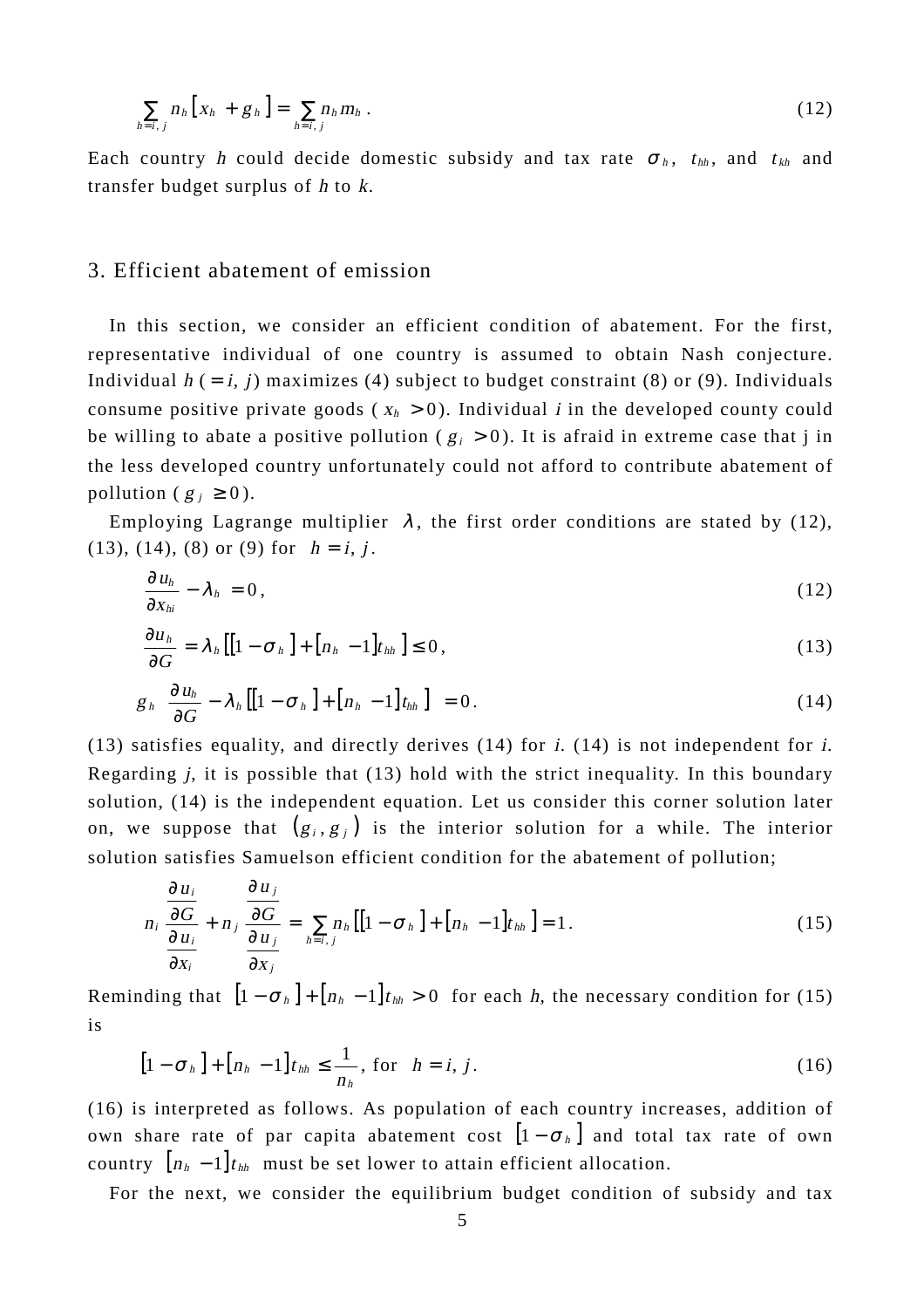$$\sum_{h=i,j} n_h \left[ x_h + g_h \right] = \sum_{h=i,j} n_h m_h . \tag{12}$$

Each country $h$ could decide domestic subsidy and tax rate $\sigma_h$, $t_{hh}$, and $t_{kh}$ and transfer budget surplus of $h$ to $k$.

## 3. Efficient abatement of emission

In this section, we consider an efficient condition of abatement. For the first, representative individual of one country is assumed to obtain Nash conjecture. Individual $h$ ($= i, j$) maximizes (4) subject to budget constraint (8) or (9). Individuals consume positive private goods ($x_h > 0$). Individual $i$ in the developed county could be willing to abate a positive pollution ($g_i > 0$). It is afraid in extreme case that j in the less developed country unfortunately could not afford to contribute abatement of pollution ($g_j \geq 0$).

Employing Lagrange multiplier $\lambda$, the first order conditions are stated by (12), (13), (14), (8) or (9) for $h = i, j$.

$$\frac{\partial u_h}{\partial x_{hi}} - \lambda_h = 0 , \tag{12}$$

$$\frac{\partial u_h}{\partial G} = \lambda_h \left[ \left[ 1 - \sigma_h \right] + \left[ n_h - 1 \right] t_{hh} \right] \leq 0 , \tag{13}$$

$$g_h \left[ \frac{\partial u_h}{\partial G} - \lambda_h \left[ \left[ 1 - \sigma_h \right] + \left[ n_h - 1 \right] t_{hh} \right] \right] = 0 . \tag{14}$$

(13) satisfies equality, and directly derives (14) for $i$. (14) is not independent for $i$. Regarding $j$, it is possible that (13) hold with the strict inequality. In this boundary solution, (14) is the independent equation. Let us consider this corner solution later on, we suppose that $\left( g_i, g_j \right)$ is the interior solution for a while. The interior solution satisfies Samuelson efficient condition for the abatement of pollution;

$$n_i \frac{\dfrac{\partial u_i}{\partial G}}{\dfrac{\partial u_i}{\partial x_i}} + n_j \frac{\dfrac{\partial u_j}{\partial G}}{\dfrac{\partial u_j}{\partial x_j}} = \sum_{h=i,j} n_h \left[ \left[ 1 - \sigma_h \right] + \left[ n_h - 1 \right] t_{hh} \right] = 1 . \tag{15}$$

Reminding that $\left[ 1 - \sigma_h \right] + \left[ n_h - 1 \right] t_{hh} > 0$ for each $h$, the necessary condition for (15) is

$$\left[ 1 - \sigma_h \right] + \left[ n_h - 1 \right] t_{hh} \leq \frac{1}{n_h}, \text{ for } h = i, j . \tag{16}$$

(16) is interpreted as follows. As population of each country increases, addition of own share rate of par capita abatement cost $\left[ 1 - \sigma_h \right]$ and total tax rate of own country $\left[ n_h - 1 \right] t_{hh}$ must be set lower to attain efficient allocation.

For the next, we consider the equilibrium budget condition of subsidy and tax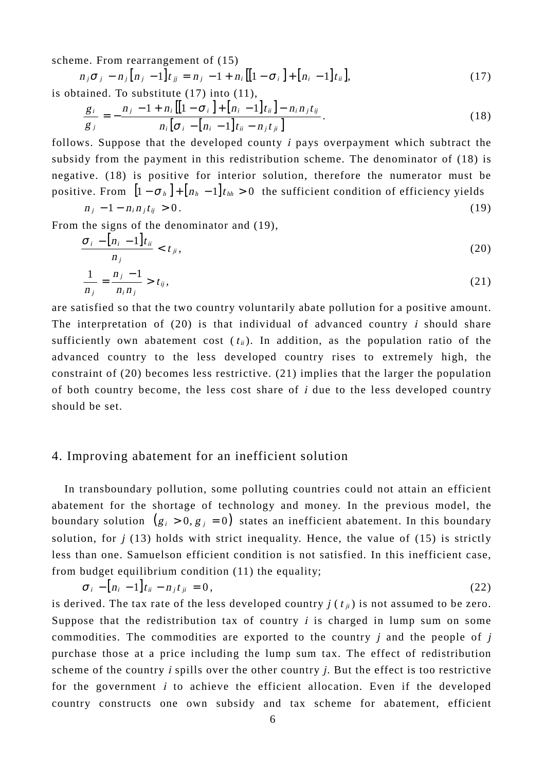scheme. From rearrangement of (15)

$$n_j \sigma_j - n_j [n_j - 1] t_{jj} = n_j - 1 + n_i [[1 - \sigma_i] + [n_i - 1] t_{ii}], \tag{17}$$

is obtained. To substitute (17) into (11),

$$\frac{g_i}{g_j} = -\frac{n_j - 1 + n_i [[1 - \sigma_i] + [n_i - 1] t_{ii}] - n_i n_j t_{ij}}{n_i [\sigma_i - [n_i - 1] t_{ii} - n_j t_{ji}]}. \tag{18}$$

follows. Suppose that the developed county $i$ pays overpayment which subtract the subsidy from the payment in this redistribution scheme. The denominator of (18) is negative. (18) is positive for interior solution, therefore the numerator must be positive. From $[1 - \sigma_h] + [n_h - 1] t_{hh} > 0$ the sufficient condition of efficiency yields

$$n_j - 1 - n_i n_j t_{ij} > 0. \tag{19}$$

From the signs of the denominator and (19),

$$\frac{\sigma_i - [n_i - 1] t_{ii}}{n_j} < t_{ji}, \tag{20}$$

$$\frac{1}{n_j} = \frac{n_j - 1}{n_i n_j} > t_{ij}, \tag{21}$$

are satisfied so that the two country voluntarily abate pollution for a positive amount. The interpretation of (20) is that individual of advanced country $i$ should share sufficiently own abatement cost ($t_{ii}$). In addition, as the population ratio of the advanced country to the less developed country rises to extremely high, the constraint of (20) becomes less restrictive. (21) implies that the larger the population of both country become, the less cost share of $i$ due to the less developed country should be set.

## 4. Improving abatement for an inefficient solution

In transboundary pollution, some polluting countries could not attain an efficient abatement for the shortage of technology and money. In the previous model, the boundary solution $(g_i > 0, g_j = 0)$ states an inefficient abatement. In this boundary solution, for $j$ (13) holds with strict inequality. Hence, the value of (15) is strictly less than one. Samuelson efficient condition is not satisfied. In this inefficient case, from budget equilibrium condition (11) the equality;

$$\sigma_i - [n_i - 1] t_{ii} - n_j t_{ji} = 0, \tag{22}$$

is derived. The tax rate of the less developed country $j$ ($t_{ji}$) is not assumed to be zero. Suppose that the redistribution tax of country $i$ is charged in lump sum on some commodities. The commodities are exported to the country $j$ and the people of $j$ purchase those at a price including the lump sum tax. The effect of redistribution scheme of the country $i$ spills over the other country $j$. But the effect is too restrictive for the government $i$ to achieve the efficient allocation. Even if the developed country constructs one own subsidy and tax scheme for abatement, efficient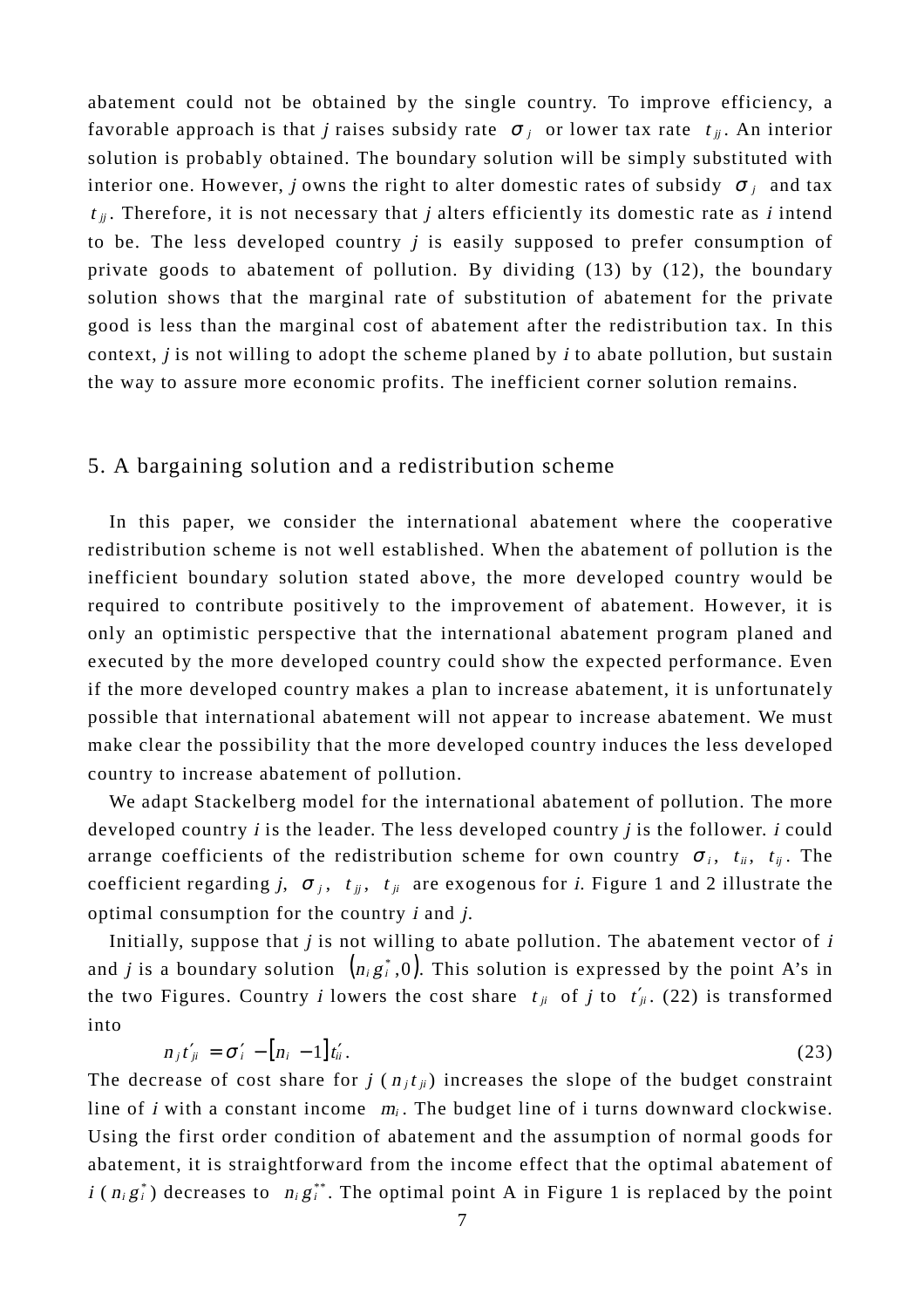abatement could not be obtained by the single country. To improve efficiency, a favorable approach is that *j* raises subsidy rate $\sigma_j$ or lower tax rate $t_{jj}$. An interior solution is probably obtained. The boundary solution will be simply substituted with interior one. However, *j* owns the right to alter domestic rates of subsidy $\sigma_j$ and tax $t_{jj}$. Therefore, it is not necessary that *j* alters efficiently its domestic rate as *i* intend to be. The less developed country *j* is easily supposed to prefer consumption of private goods to abatement of pollution. By dividing (13) by (12), the boundary solution shows that the marginal rate of substitution of abatement for the private good is less than the marginal cost of abatement after the redistribution tax. In this context, *j* is not willing to adopt the scheme planed by *i* to abate pollution, but sustain the way to assure more economic profits. The inefficient corner solution remains.

## 5. A bargaining solution and a redistribution scheme

In this paper, we consider the international abatement where the cooperative redistribution scheme is not well established. When the abatement of pollution is the inefficient boundary solution stated above, the more developed country would be required to contribute positively to the improvement of abatement. However, it is only an optimistic perspective that the international abatement program planed and executed by the more developed country could show the expected performance. Even if the more developed country makes a plan to increase abatement, it is unfortunately possible that international abatement will not appear to increase abatement. We must make clear the possibility that the more developed country induces the less developed country to increase abatement of pollution.

We adapt Stackelberg model for the international abatement of pollution. The more developed country *i* is the leader. The less developed country *j* is the follower. *i* could arrange coefficients of the redistribution scheme for own country $\sigma_i$, $t_{ii}$, $t_{ij}$. The coefficient regarding *j*, $\sigma_j$, $t_{jj}$, $t_{ji}$ are exogenous for *i*. Figure 1 and 2 illustrate the optimal consumption for the country *i* and *j*.

Initially, suppose that *j* is not willing to abate pollution. The abatement vector of *i* and *j* is a boundary solution $(n_i g_i^*, 0)$. This solution is expressed by the point A's in the two Figures. Country *i* lowers the cost share $t_{ji}$ of *j* to $t'_{ji}$. (22) is transformed into

$$n_j t'_{ji} = \sigma'_i - [n_i - 1] t'_{ii}. \tag{23}$$

The decrease of cost share for *j* ($n_j t_{ji}$) increases the slope of the budget constraint line of *i* with a constant income $m_i$. The budget line of i turns downward clockwise. Using the first order condition of abatement and the assumption of normal goods for abatement, it is straightforward from the income effect that the optimal abatement of *i* ($n_i g_i^*$) decreases to $n_i g_i^{**}$. The optimal point A in Figure 1 is replaced by the point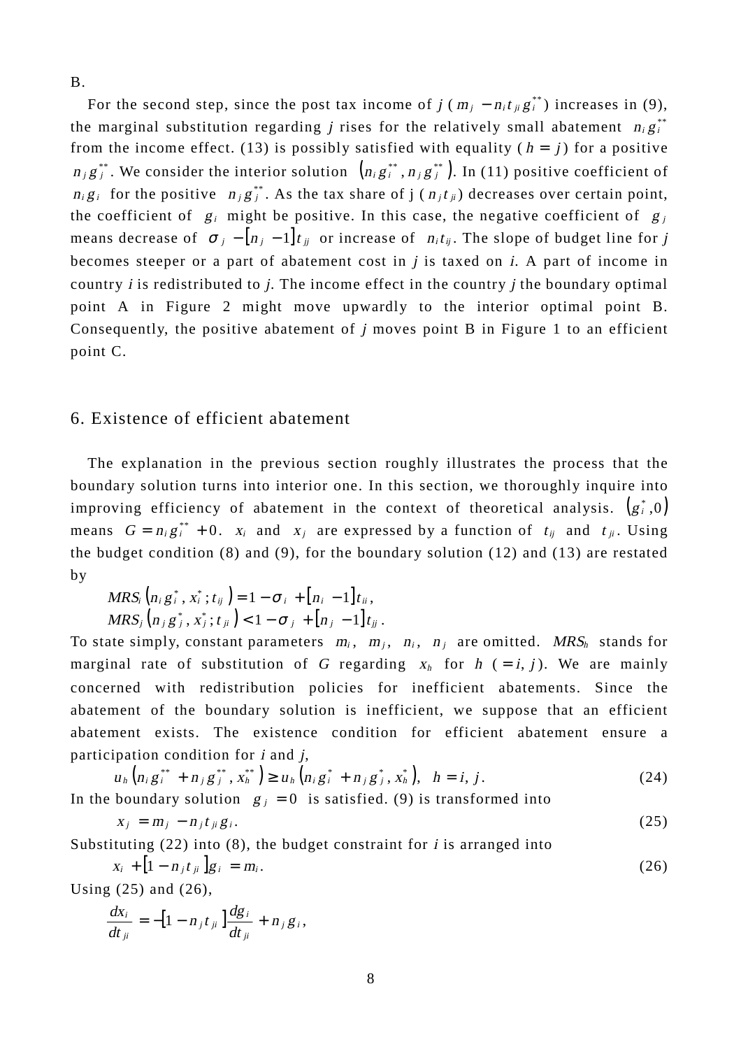B.

For the second step, since the post tax income of $j$ ( $m_j - n_i t_{ji} g_i^{**}$ ) increases in (9), the marginal substitution regarding $j$ rises for the relatively small abatement $n_i g_i^{**}$ from the income effect. (13) is possibly satisfied with equality ( $h = j$ ) for a positive $n_j g_j^{**}$. We consider the interior solution $\left(n_i g_i^{**}, n_j g_j^{**}\right)$. In (11) positive coefficient of $n_i g_i$ for the positive $n_j g_j^{**}$. As the tax share of j ( $n_j t_{ji}$ ) decreases over certain point, the coefficient of $g_i$ might be positive. In this case, the negative coefficient of $g_j$ means decrease of $\sigma_j - [n_j - 1] t_{jj}$ or increase of $n_i t_{ij}$. The slope of budget line for $j$ becomes steeper or a part of abatement cost in $j$ is taxed on $i$. A part of income in country $i$ is redistributed to $j$. The income effect in the country $j$ the boundary optimal point A in Figure 2 might move upwardly to the interior optimal point B. Consequently, the positive abatement of $j$ moves point B in Figure 1 to an efficient point C.

## 6. Existence of efficient abatement

The explanation in the previous section roughly illustrates the process that the boundary solution turns into interior one. In this section, we thoroughly inquire into improving efficiency of abatement in the context of theoretical analysis. $\left(g_i^*, 0\right)$ means $G = n_i g_i^{**} + 0$. $x_i$ and $x_j$ are expressed by a function of $t_{ij}$ and $t_{ji}$. Using the budget condition (8) and (9), for the boundary solution (12) and (13) are restated by

$$MRS_i\left(n_i g_i^*, x_i^*; t_{ij}\right) = 1 - \sigma_i + [n_i - 1] t_{ii},$$
$$MRS_j\left(n_j g_j^*, x_j^*; t_{ji}\right) < 1 - \sigma_j + [n_j - 1] t_{jj}.$$

To state simply, constant parameters $m_i$, $m_j$, $n_i$, $n_j$ are omitted. $MRS_h$ stands for marginal rate of substitution of $G$ regarding $x_h$ for $h$ ( $= i, j$ ). We are mainly concerned with redistribution policies for inefficient abatements. Since the abatement of the boundary solution is inefficient, we suppose that an efficient abatement exists. The existence condition for efficient abatement ensure a participation condition for $i$ and $j$,

$$u_h\left(n_i g_i^{**} + n_j g_j^{**}, x_h^{**}\right) \geq u_h\left(n_i g_i^* + n_j g_j^*, x_h^*\right), \quad h = i, j. \tag{24}$$

In the boundary solution $g_j = 0$ is satisfied. (9) is transformed into

$$x_j = m_j - n_j t_{ji} g_i. \tag{25}$$

Substituting (22) into (8), the budget constraint for $i$ is arranged into

$$x_i + [1 - n_j t_{ji}] g_i = m_i. \tag{26}$$

Using (25) and (26),

$$\frac{dx_i}{dt_{ji}} = -[1 - n_j t_{ji}] \frac{dg_i}{dt_{ji}} + n_j g_i,$$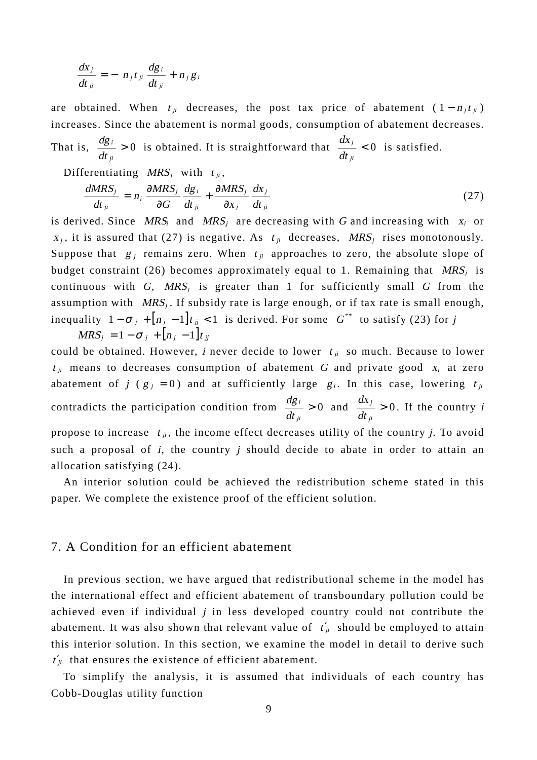$$\frac{dx_j}{dt_{ji}} = -n_j t_{ji}\frac{dg_i}{dt_{ji}} + n_j g_i$$

are obtained. When $t_{ji}$ decreases, the post tax price of abatement $(1-n_j t_{ji})$ increases. Since the abatement is normal goods, consumption of abatement decreases. That is, $\frac{dg_i}{dt_{ji}} > 0$ is obtained. It is straightforward that $\frac{dx_j}{dt_{ji}} < 0$ is satisfied.

Differentiating $MRS_j$ with $t_{ji}$,

$$\frac{dMRS_j}{dt_{ji}} = n_i \frac{\partial MRS_j}{\partial G}\frac{dg_i}{dt_{ji}} + \frac{\partial MRS_j}{\partial x_j}\frac{dx_j}{dt_{ji}} \tag{27}$$

is derived. Since $MRS_i$ and $MRS_j$ are decreasing with $G$ and increasing with $x_i$ or $x_j$, it is assured that (27) is negative. As $t_{ji}$ decreases, $MRS_j$ rises monotonously. Suppose that $g_j$ remains zero. When $t_{ji}$ approaches to zero, the absolute slope of budget constraint (26) becomes approximately equal to 1. Remaining that $MRS_j$ is continuous with $G$, $MRS_j$ is greater than 1 for sufficiently small $G$ from the assumption with $MRS_j$. If subsidy rate is large enough, or if tax rate is small enough, inequality $1-\sigma_j + [n_j - 1]t_{jj} < 1$ is derived. For some $G^{**}$ to satisfy (23) for $j$

$$MRS_j = 1-\sigma_j + [n_j - 1]t_{jj}$$

could be obtained. However, $i$ never decide to lower $t_{ji}$ so much. Because to lower $t_{ji}$ means to decreases consumption of abatement $G$ and private good $x_i$ at zero abatement of $j$ ($g_j = 0$) and at sufficiently large $g_i$. In this case, lowering $t_{ji}$ contradicts the participation condition from $\frac{dg_i}{dt_{ji}} > 0$ and $\frac{dx_j}{dt_{ji}} > 0$. If the country $i$ propose to increase $t_{ji}$, the income effect decreases utility of the country $j$. To avoid such a proposal of $i$, the country $j$ should decide to abate in order to attain an allocation satisfying (24).

An interior solution could be achieved the redistribution scheme stated in this paper. We complete the existence proof of the efficient solution.

## 7. A Condition for an efficient abatement

In previous section, we have argued that redistributional scheme in the model has the international effect and efficient abatement of transboundary pollution could be achieved even if individual $j$ in less developed country could not contribute the abatement. It was also shown that relevant value of $t'_{ji}$ should be employed to attain this interior solution. In this section, we examine the model in detail to derive such $t'_{ji}$ that ensures the existence of efficient abatement.

To simplify the analysis, it is assumed that individuals of each country has Cobb-Douglas utility function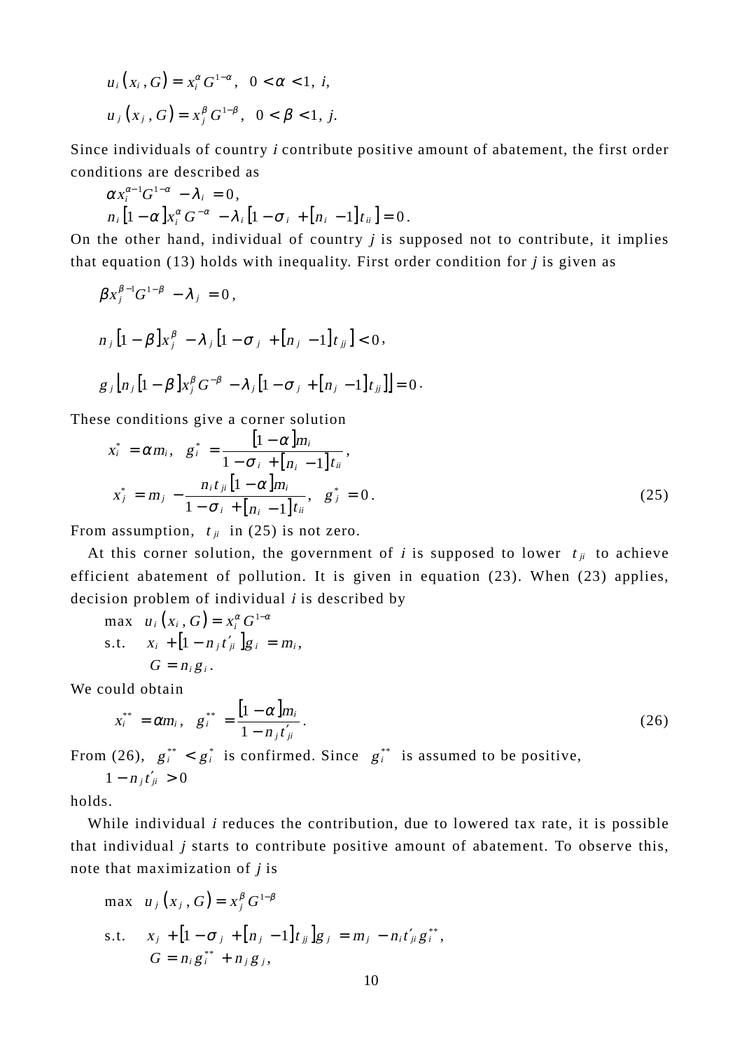$$u_i(x_i, G) = x_i^{\alpha} G^{1-\alpha}, \quad 0 < \alpha < 1, \; i,$$

$$u_j(x_j, G) = x_j^{\beta} G^{1-\beta}, \quad 0 < \beta < 1, \; j.$$

Since individuals of country *i* contribute positive amount of abatement, the first order conditions are described as

$$\alpha x_i^{\alpha-1} G^{1-\alpha} - \lambda_i = 0,$$

$$n_i [1-\alpha] x_i^{\alpha} G^{-\alpha} - \lambda_i [1 - \sigma_i + [n_i - 1] t_{ii}] = 0.$$

On the other hand, individual of country *j* is supposed not to contribute, it implies that equation (13) holds with inequality. First order condition for *j* is given as

$$\beta x_j^{\beta-1} G^{1-\beta} - \lambda_j = 0,$$

$$n_j [1-\beta] x_j^{\beta} - \lambda_j [1 - \sigma_j + [n_j - 1] t_{jj}] < 0,$$

$$g_j \left[ n_j [1-\beta] x_j^{\beta} G^{-\beta} - \lambda_j [1 - \sigma_j + [n_j - 1] t_{jj}] \right] = 0.$$

These conditions give a corner solution

$$x_i^* = \alpha m_i, \quad g_i^* = \frac{[1-\alpha] m_i}{1 - \sigma_i + [n_i - 1] t_{ii}},$$

$$x_j^* = m_j - \frac{n_i t_{ji} [1-\alpha] m_i}{1 - \sigma_i + [n_i - 1] t_{ii}}, \quad g_j^* = 0. \tag{25}$$

From assumption, $t_{ji}$ in (25) is not zero.

At this corner solution, the government of *i* is supposed to lower $t_{ji}$ to achieve efficient abatement of pollution. It is given in equation (23). When (23) applies, decision problem of individual *i* is described by

$$\begin{aligned} \max \quad & u_i(x_i, G) = x_i^{\alpha} G^{1-\alpha} \\ \text{s.t.} \quad & x_i + [1 - n_j t'_{ji}] g_i = m_i, \\ & G = n_i g_i. \end{aligned}$$

We could obtain

$$x_i^{**} = \alpha m_i, \quad g_i^{**} = \frac{[1-\alpha] m_i}{1 - n_j t'_{ji}}. \tag{26}$$

From (26), $g_i^{**} < g_i^*$ is confirmed. Since $g_i^{**}$ is assumed to be positive,

$$1 - n_j t'_{ji} > 0$$

holds.

While individual *i* reduces the contribution, due to lowered tax rate, it is possible that individual *j* starts to contribute positive amount of abatement. To observe this, note that maximization of *j* is

$$\begin{aligned} \max \quad & u_j(x_j, G) = x_j^{\beta} G^{1-\beta} \\ \text{s.t.} \quad & x_j + [1 - \sigma_j + [n_j - 1] t_{jj}] g_j = m_j - n_i t'_{ji} g_i^{**}, \\ & G = n_i g_i^{**} + n_j g_j, \end{aligned}$$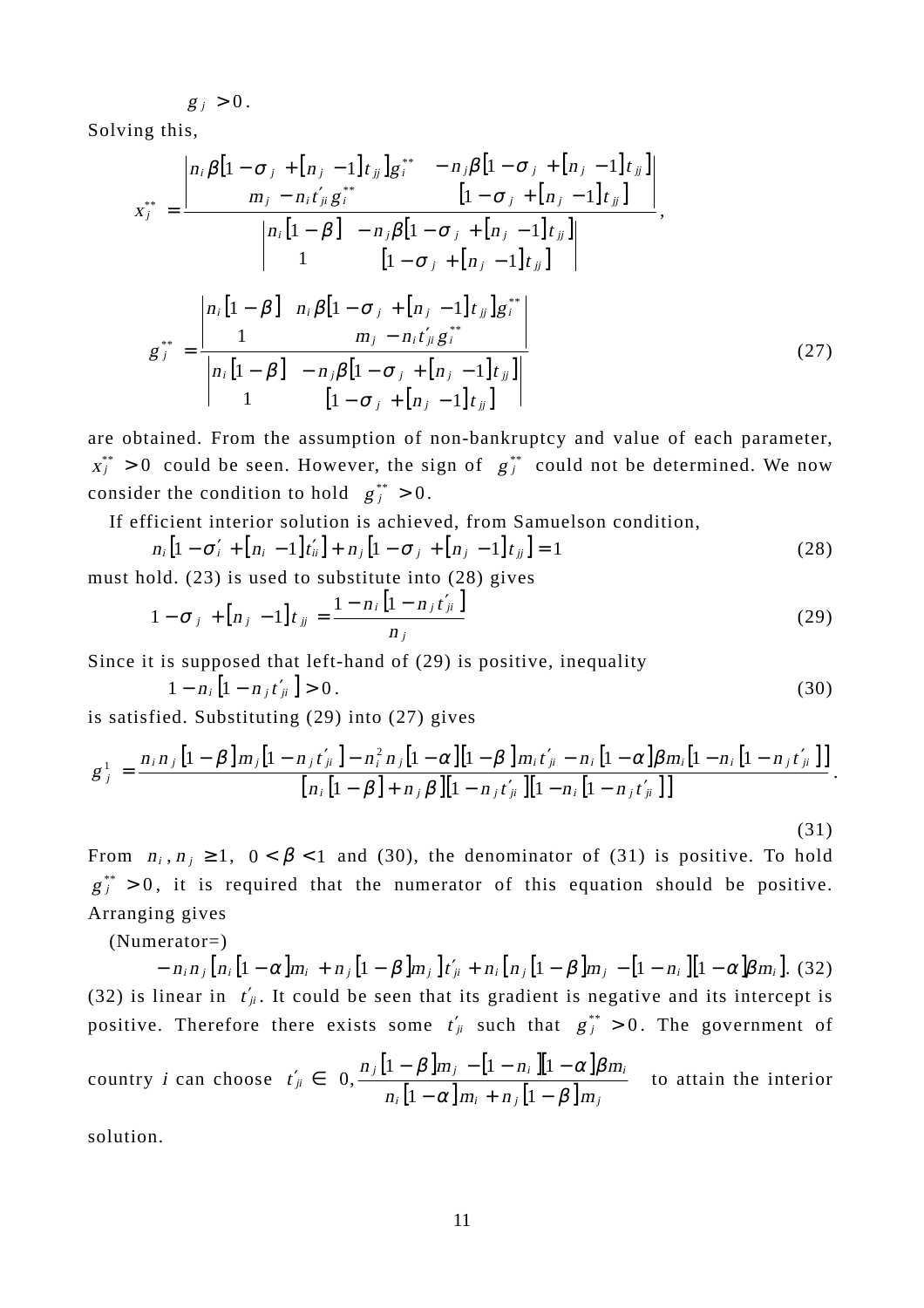$g_j > 0$.

Solving this,

$$x_j^{**} = \frac{\begin{vmatrix} n_i \beta[1-\sigma_j + [n_j - 1]t_{jj}]g_i^{**} & -n_j \beta[1-\sigma_j + [n_j - 1]t_{jj}] \\ m_j - n_i t'_{ji} g_i^{**} & [1-\sigma_j + [n_j - 1]t_{jj}] \end{vmatrix}}{\begin{vmatrix} n_i[1-\beta] & -n_j \beta[1-\sigma_j + [n_j - 1]t_{jj}] \\ 1 & [1-\sigma_j + [n_j - 1]t_{jj}] \end{vmatrix}},$$

$$g_j^{**} = \frac{\begin{vmatrix} n_i[1-\beta] & n_i \beta[1-\sigma_j + [n_j - 1]t_{jj}]g_i^{**} \\ 1 & m_j - n_i t'_{ji} g_i^{**} \end{vmatrix}}{\begin{vmatrix} n_i[1-\beta] & -n_j \beta[1-\sigma_j + [n_j - 1]t_{jj}] \\ 1 & [1-\sigma_j + [n_j - 1]t_{jj}] \end{vmatrix}} \tag{27}$$

are obtained. From the assumption of non-bankruptcy and value of each parameter, $x_j^{**} > 0$ could be seen. However, the sign of $g_j^{**}$ could not be determined. We now consider the condition to hold $g_j^{**} > 0$.

If efficient interior solution is achieved, from Samuelson condition,

$$n_i[1-\sigma'_i + [n_i - 1]t'_{ii}] + n_j[1-\sigma_j + [n_j - 1]t_{jj}] = 1 \tag{28}$$

must hold. (23) is used to substitute into (28) gives

$$1-\sigma_j + [n_j - 1]t_{jj} = \frac{1 - n_i[1 - n_j t'_{ji}]}{n_j} \tag{29}$$

Since it is supposed that left-hand of (29) is positive, inequality

$$1 - n_i[1 - n_j t'_{ji}] > 0. \tag{30}$$

is satisfied. Substituting (29) into (27) gives

$$g_j^1 = \frac{n_i n_j[1-\beta]m_j[1-n_j t'_{ji}] - n_i^2 n_j[1-\alpha][1-\beta]m_i t'_{ji} - n_i[1-\alpha]\beta m_i[1-n_i[1-n_j t'_{ji}]]}{[n_i[1-\beta] + n_j \beta][1-n_j t'_{ji}][1-n_i[1-n_j t'_{ji}]]}. \tag{31}$$

From $n_i, n_j \geq 1$, $0 < \beta < 1$ and (30), the denominator of (31) is positive. To hold $g_j^{**} > 0$, it is required that the numerator of this equation should be positive. Arranging gives

(Numerator=)

$$-n_i n_j[n_i[1-\alpha]m_i + n_j[1-\beta]m_j]t'_{ji} + n_i[n_j[1-\beta]m_j - [1-n_i][1-\alpha]\beta m_i]. \tag{32}$$

(32) is linear in $t'_{ji}$. It could be seen that its gradient is negative and its intercept is positive. Therefore there exists some $t'_{ji}$ such that $g_j^{**} > 0$. The government of country *i* can choose $t'_{ji} \in \left(0, \dfrac{n_j[1-\beta]m_j - [1-n_i][1-\alpha]\beta m_i}{n_i[1-\alpha]m_i + n_j[1-\beta]m_j}\right)$ to attain the interior solution.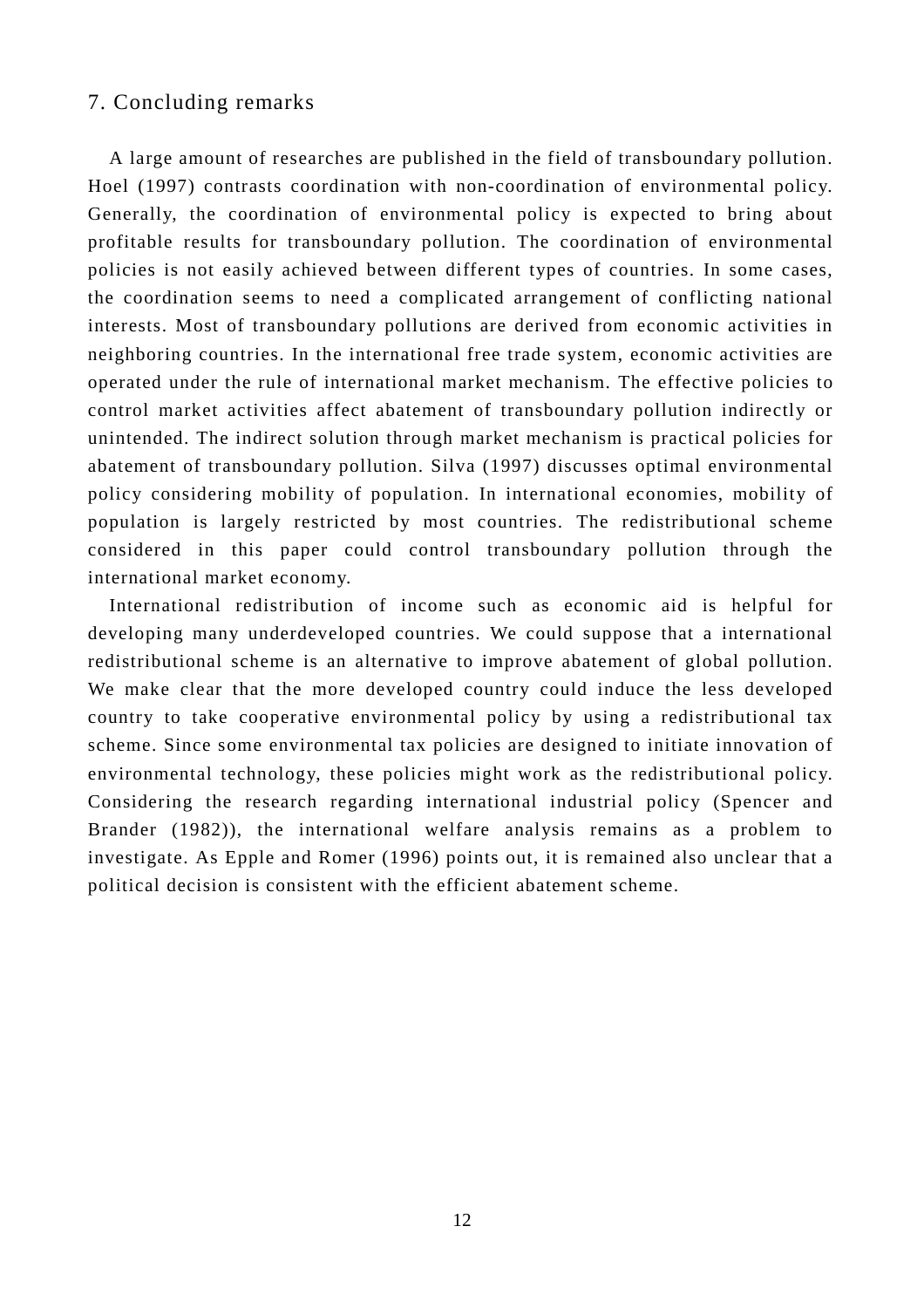## 7. Concluding remarks

A large amount of researches are published in the field of transboundary pollution. Hoel (1997) contrasts coordination with non-coordination of environmental policy. Generally, the coordination of environmental policy is expected to bring about profitable results for transboundary pollution. The coordination of environmental policies is not easily achieved between different types of countries. In some cases, the coordination seems to need a complicated arrangement of conflicting national interests. Most of transboundary pollutions are derived from economic activities in neighboring countries. In the international free trade system, economic activities are operated under the rule of international market mechanism. The effective policies to control market activities affect abatement of transboundary pollution indirectly or unintended. The indirect solution through market mechanism is practical policies for abatement of transboundary pollution. Silva (1997) discusses optimal environmental policy considering mobility of population. In international economies, mobility of population is largely restricted by most countries. The redistributional scheme considered in this paper could control transboundary pollution through the international market economy.

International redistribution of income such as economic aid is helpful for developing many underdeveloped countries. We could suppose that a international redistributional scheme is an alternative to improve abatement of global pollution. We make clear that the more developed country could induce the less developed country to take cooperative environmental policy by using a redistributional tax scheme. Since some environmental tax policies are designed to initiate innovation of environmental technology, these policies might work as the redistributional policy. Considering the research regarding international industrial policy (Spencer and Brander (1982)), the international welfare analysis remains as a problem to investigate. As Epple and Romer (1996) points out, it is remained also unclear that a political decision is consistent with the efficient abatement scheme.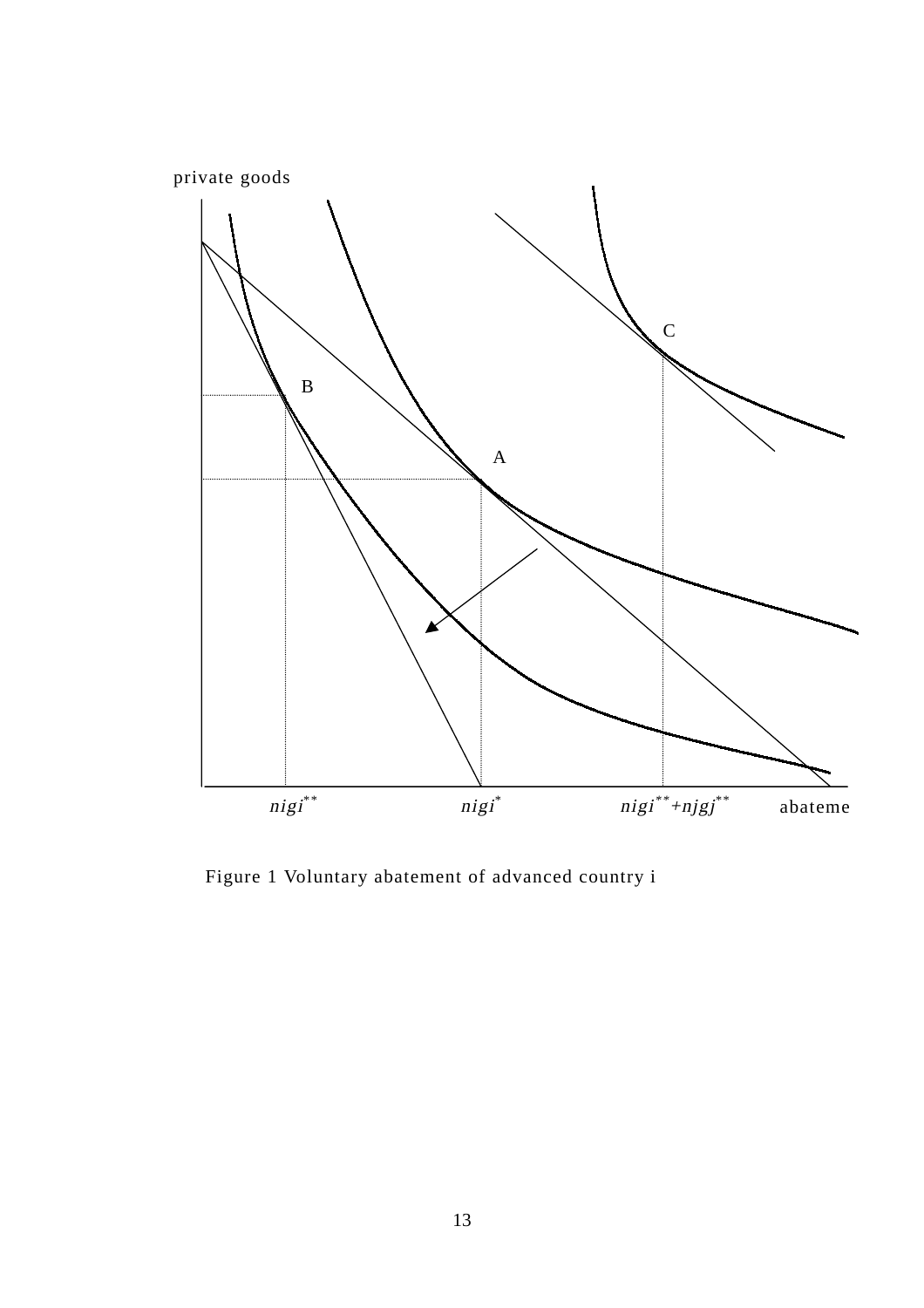private goods

C

B

A

$n_i g_i^{**}$ $n_i g_i^{*}$ $n_i g_i^{**} + n_j g_j^{**}$ abateme

Figure 1 Voluntary abatement of advanced country i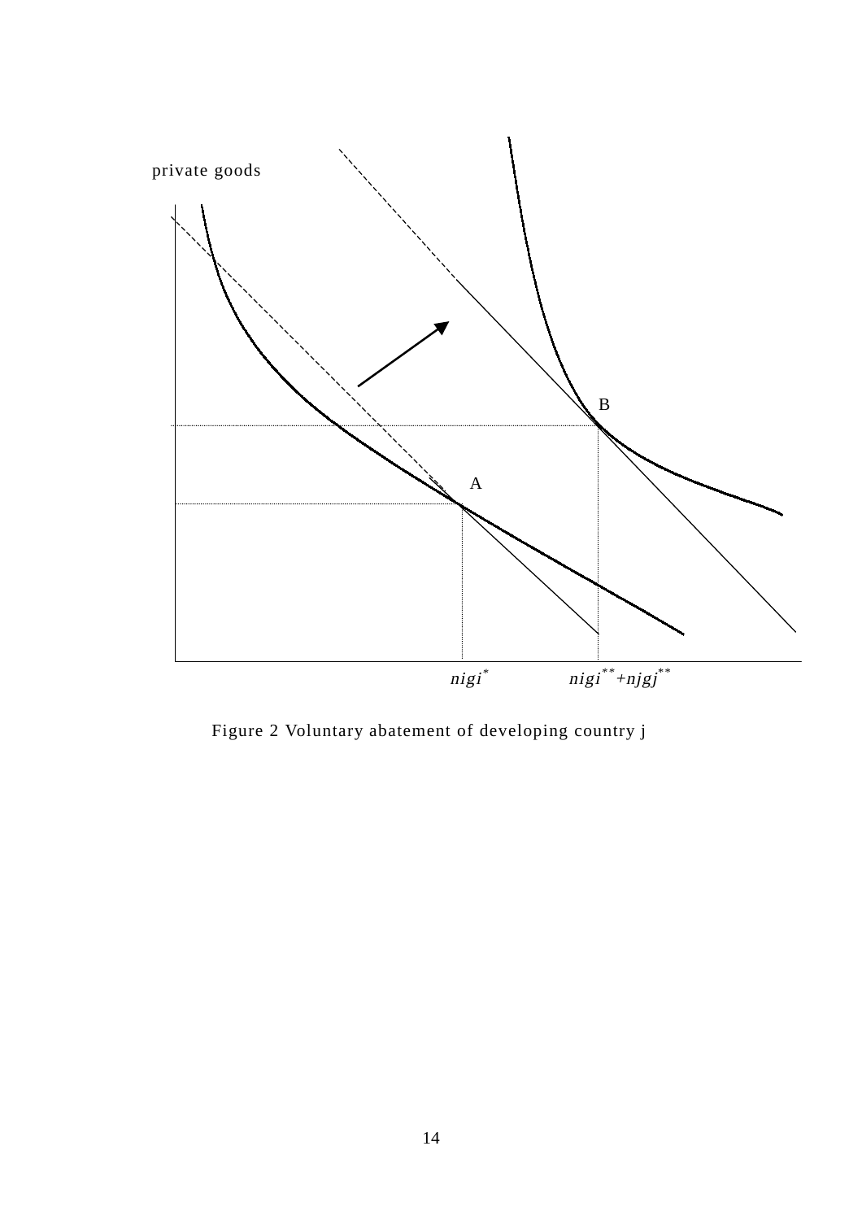private goods

B

A

$nigi^{*}$

$nigi^{**}+njgj^{**}$

Figure 2 Voluntary abatement of developing country j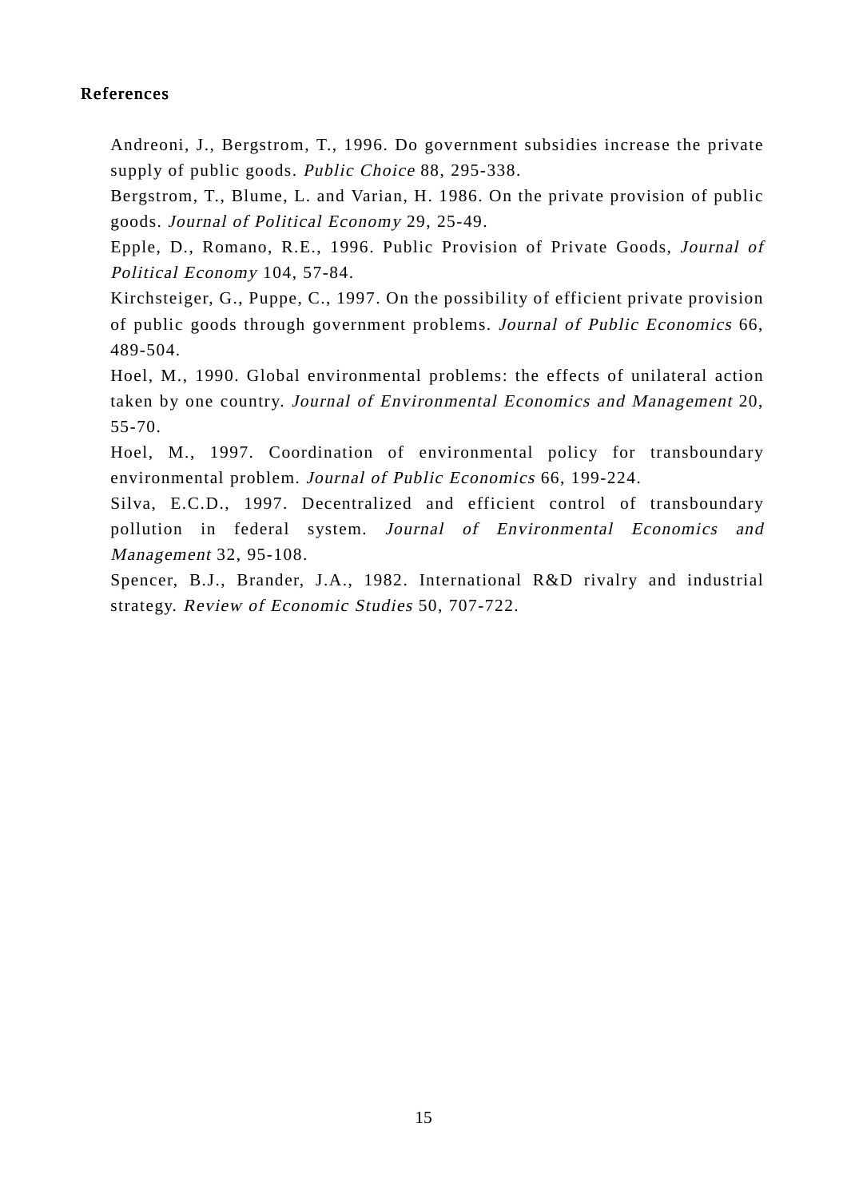## References

Andreoni, J., Bergstrom, T., 1996. Do government subsidies increase the private supply of public goods. *Public Choice* 88, 295-338.

Bergstrom, T., Blume, L. and Varian, H. 1986. On the private provision of public goods. *Journal of Political Economy* 29, 25-49.

Epple, D., Romano, R.E., 1996. Public Provision of Private Goods, *Journal of Political Economy* 104, 57-84.

Kirchsteiger, G., Puppe, C., 1997. On the possibility of efficient private provision of public goods through government problems. *Journal of Public Economics* 66, 489-504.

Hoel, M., 1990. Global environmental problems: the effects of unilateral action taken by one country. *Journal of Environmental Economics and Management* 20, 55-70.

Hoel, M., 1997. Coordination of environmental policy for transboundary environmental problem. *Journal of Public Economics* 66, 199-224.

Silva, E.C.D., 1997. Decentralized and efficient control of transboundary pollution in federal system. *Journal of Environmental Economics and Management* 32, 95-108.

Spencer, B.J., Brander, J.A., 1982. International R&D rivalry and industrial strategy. *Review of Economic Studies* 50, 707-722.